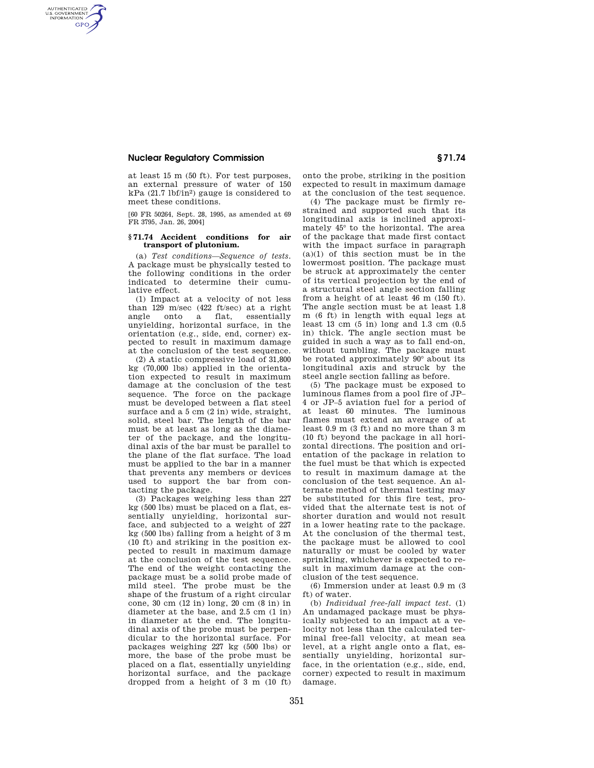at least 15 m (50 ft). For test purposes, an external pressure of water of 150 kPa (21.7 lbf/in$^2$) gauge is considered to meet these conditions.

[60 FR 50264, Sept. 28, 1995, as amended at 69 FR 3795, Jan. 26, 2004]

### § 71.74 Accident conditions for air transport of plutonium.

(a) *Test conditions—Sequence of tests.* A package must be physically tested to the following conditions in the order indicated to determine their cumulative effect.

(1) Impact at a velocity of not less than 129 m/sec (422 ft/sec) at a right angle onto a flat, essentially unyielding, horizontal surface, in the orientation (e.g., side, end, corner) expected to result in maximum damage at the conclusion of the test sequence.

(2) A static compressive load of 31,800 kg (70,000 lbs) applied in the orientation expected to result in maximum damage at the conclusion of the test sequence. The force on the package must be developed between a flat steel surface and a 5 cm (2 in) wide, straight, solid, steel bar. The length of the bar must be at least as long as the diameter of the package, and the longitudinal axis of the bar must be parallel to the plane of the flat surface. The load must be applied to the bar in a manner that prevents any members or devices used to support the bar from contacting the package.

(3) Packages weighing less than 227 kg (500 lbs) must be placed on a flat, essentially unyielding, horizontal surface, and subjected to a weight of 227 kg (500 lbs) falling from a height of 3 m (10 ft) and striking in the position expected to result in maximum damage at the conclusion of the test sequence. The end of the weight contacting the package must be a solid probe made of mild steel. The probe must be the shape of the frustum of a right circular cone, 30 cm (12 in) long, 20 cm (8 in) in diameter at the base, and 2.5 cm (1 in) in diameter at the end. The longitudinal axis of the probe must be perpendicular to the horizontal surface. For packages weighing 227 kg (500 lbs) or more, the base of the probe must be placed on a flat, essentially unyielding horizontal surface, and the package dropped from a height of 3 m (10 ft) onto the probe, striking in the position expected to result in maximum damage at the conclusion of the test sequence.

(4) The package must be firmly restrained and supported such that its longitudinal axis is inclined approximately 45° to the horizontal. The area of the package that made first contact with the impact surface in paragraph (a)(1) of this section must be in the lowermost position. The package must be struck at approximately the center of its vertical projection by the end of a structural steel angle section falling from a height of at least 46 m (150 ft). The angle section must be at least 1.8 m (6 ft) in length with equal legs at least 13 cm (5 in) long and 1.3 cm (0.5 in) thick. The angle section must be guided in such a way as to fall end-on, without tumbling. The package must be rotated approximately 90° about its longitudinal axis and struck by the steel angle section falling as before.

(5) The package must be exposed to luminous flames from a pool fire of JP–4 or JP–5 aviation fuel for a period of at least 60 minutes. The luminous flames must extend an average of at least 0.9 m (3 ft) and no more than 3 m (10 ft) beyond the package in all horizontal directions. The position and orientation of the package in relation to the fuel must be that which is expected to result in maximum damage at the conclusion of the test sequence. An alternate method of thermal testing may be substituted for this fire test, provided that the alternate test is not of shorter duration and would not result in a lower heating rate to the package. At the conclusion of the thermal test, the package must be allowed to cool naturally or must be cooled by water sprinkling, whichever is expected to result in maximum damage at the conclusion of the test sequence.

(6) Immersion under at least 0.9 m (3 ft) of water.

(b) *Individual free-fall impact test.* (1) An undamaged package must be physically subjected to an impact at a velocity not less than the calculated terminal free-fall velocity, at mean sea level, at a right angle onto a flat, essentially unyielding, horizontal surface, in the orientation (e.g., side, end, corner) expected to result in maximum damage.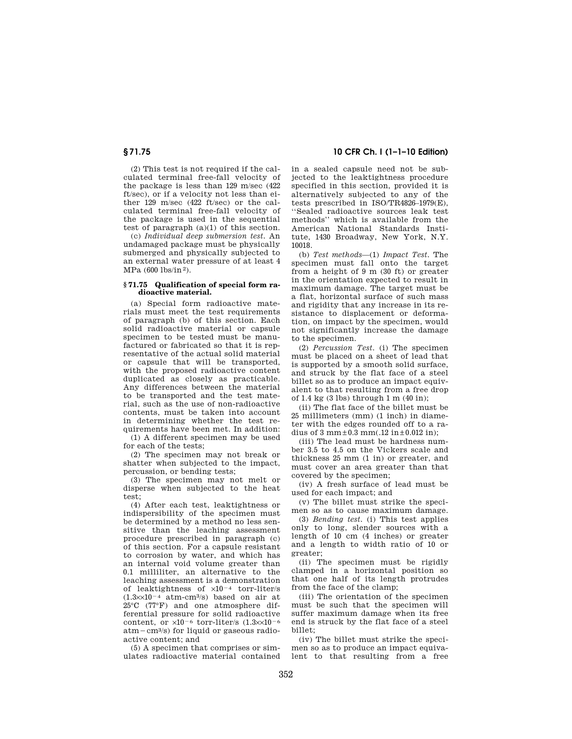(2) This test is not required if the calculated terminal free-fall velocity of the package is less than 129 m/sec (422 ft/sec), or if a velocity not less than either 129 m/sec (422 ft/sec) or the calculated terminal free-fall velocity of the package is used in the sequential test of paragraph (a)(1) of this section.

(c) *Individual deep submersion test.* An undamaged package must be physically submerged and physically subjected to an external water pressure of at least 4 MPa (600 lbs/in$^2$).

### § 71.75 Qualification of special form radioactive material.

(a) Special form radioactive materials must meet the test requirements of paragraph (b) of this section. Each solid radioactive material or capsule specimen to be tested must be manufactured or fabricated so that it is representative of the actual solid material or capsule that will be transported, with the proposed radioactive content duplicated as closely as practicable. Any differences between the material to be transported and the test material, such as the use of non-radioactive contents, must be taken into account in determining whether the test requirements have been met. In addition:

(1) A different specimen may be used for each of the tests;

(2) The specimen may not break or shatter when subjected to the impact, percussion, or bending tests;

(3) The specimen may not melt or disperse when subjected to the heat test;

(4) After each test, leaktightness or indispersibility of the specimen must be determined by a method no less sensitive than the leaching assessment procedure prescribed in paragraph (c) of this section. For a capsule resistant to corrosion by water, and which has an internal void volume greater than 0.1 milliliter, an alternative to the leaching assessment is a demonstration of leaktightness of $\times 10^{-4}$ torr-liter/s ($1.3 \times\times 10^{-4}$ atm-cm$^3$/s) based on air at 25°C (77°F) and one atmosphere differential pressure for solid radioactive content, or $\times 10^{-6}$ torr-liter/s ($1.3 \times\times 10^{-6}$ atm$-$cm$^3$/s) for liquid or gaseous radioactive content; and

(5) A specimen that comprises or simulates radioactive material contained in a sealed capsule need not be subjected to the leaktightness procedure specified in this section, provided it is alternatively subjected to any of the tests prescribed in ISO/TR4826–1979(E), ''Sealed radioactive sources leak test methods'' which is available from the American National Standards Institute, 1430 Broadway, New York, N.Y. 10018.

(b) *Test methods*—(1) *Impact Test.* The specimen must fall onto the target from a height of 9 m (30 ft) or greater in the orientation expected to result in maximum damage. The target must be a flat, horizontal surface of such mass and rigidity that any increase in its resistance to displacement or deformation, on impact by the specimen, would not significantly increase the damage to the specimen.

(2) *Percussion Test.* (i) The specimen must be placed on a sheet of lead that is supported by a smooth solid surface, and struck by the flat face of a steel billet so as to produce an impact equivalent to that resulting from a free drop of 1.4 kg (3 lbs) through 1 m (40 in);

(ii) The flat face of the billet must be 25 millimeters (mm) (1 inch) in diameter with the edges rounded off to a radius of 3 mm$\pm$0.3 mm(.12 in$\pm$0.012 in);

(iii) The lead must be hardness number 3.5 to 4.5 on the Vickers scale and thickness 25 mm (1 in) or greater, and must cover an area greater than that covered by the specimen;

(iv) A fresh surface of lead must be used for each impact; and

(v) The billet must strike the specimen so as to cause maximum damage.

(3) *Bending test.* (i) This test applies only to long, slender sources with a length of 10 cm (4 inches) or greater and a length to width ratio of 10 or greater;

(ii) The specimen must be rigidly clamped in a horizontal position so that one half of its length protrudes from the face of the clamp;

(iii) The orientation of the specimen must be such that the specimen will suffer maximum damage when its free end is struck by the flat face of a steel billet;

(iv) The billet must strike the specimen so as to produce an impact equivalent to that resulting from a free